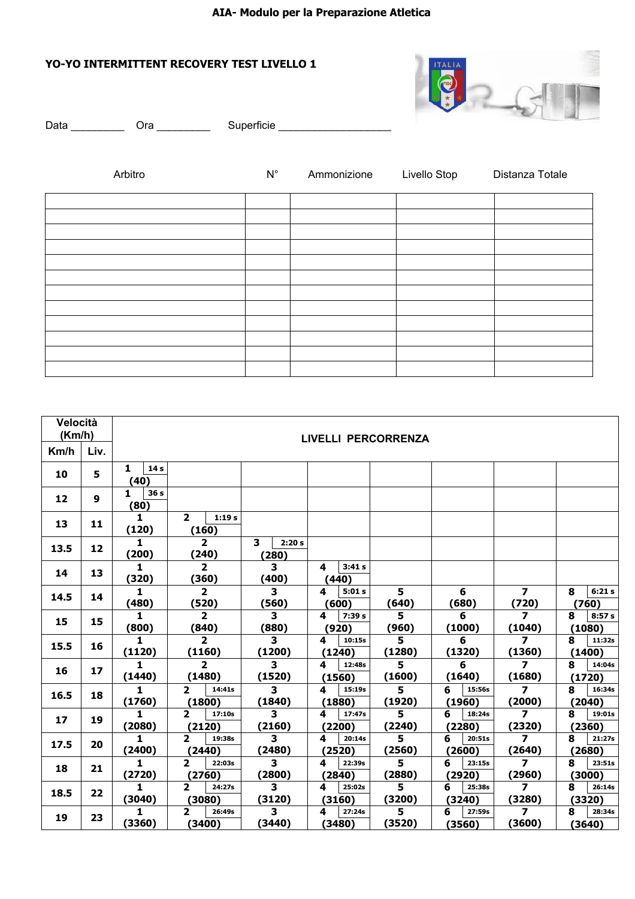**AIA- Modulo per la Preparazione Atletica**

**YO-YO INTERMITTENT RECOVERY TEST LIVELLO 1**

Data _________ Ora _________ Superficie ___________________

| Arbitro | N° | Ammonizione | Livello Stop | Distanza Totale |
|---|---|---|---|---|
| | | | | |
| | | | | |
| | | | | |
| | | | | |
| | | | | |
| | | | | |
| | | | | |
| | | | | |
| | | | | |
| | | | | |
| | | | | |
| | | | | |

| Velocità (Km/h) | | LIVELLI PERCORRENZA | | | | | | | |
|---|---|---|---|---|---|---|---|---|---|
| Km/h | Liv. | | | | | | | | |
| 10 | 5 | 1 14 s (40) | | | | | | | |
| 12 | 9 | 1 36 s (80) | | | | | | | |
| 13 | 11 | 1 (120) | 2 1:19 s (160) | | | | | | |
| 13.5 | 12 | 1 (200) | 2 (240) | 3 2:20 s (280) | | | | | |
| 14 | 13 | 1 (320) | 2 (360) | 3 (400) | 4 3:41 s (440) | | | | |
| 14.5 | 14 | 1 (480) | 2 (520) | 3 (560) | 4 5:01 s (600) | 5 (640) | 6 (680) | 7 (720) | 8 6:21 s (760) |
| 15 | 15 | 1 (800) | 2 (840) | 3 (880) | 4 7:39 s (920) | 5 (960) | 6 (1000) | 7 (1040) | 8 8:57 s (1080) |
| 15.5 | 16 | 1 (1120) | 2 (1160) | 3 (1200) | 4 10:15s (1240) | 5 (1280) | 6 (1320) | 7 (1360) | 8 11:32s (1400) |
| 16 | 17 | 1 (1440) | 2 (1480) | 3 (1520) | 4 12:48s (1560) | 5 (1600) | 6 (1640) | 7 (1680) | 8 14:04s (1720) |
| 16.5 | 18 | 1 (1760) | 2 14:41s (1800) | 3 (1840) | 4 15:19s (1880) | 5 (1920) | 6 15:56s (1960) | 7 (2000) | 8 16:34s (2040) |
| 17 | 19 | 1 (2080) | 2 17:10s (2120) | 3 (2160) | 4 17:47s (2200) | 5 (2240) | 6 18:24s (2280) | 7 (2320) | 8 19:01s (2360) |
| 17.5 | 20 | 1 (2400) | 2 19:38s (2440) | 3 (2480) | 4 20:14s (2520) | 5 (2560) | 6 20:51s (2600) | 7 (2640) | 8 21:27s (2680) |
| 18 | 21 | 1 (2720) | 2 22:03s (2760) | 3 (2800) | 4 22:39s (2840) | 5 (2880) | 6 23:15s (2920) | 7 (2960) | 8 23:51s (3000) |
| 18.5 | 22 | 1 (3040) | 2 24:27s (3080) | 3 (3120) | 4 25:02s (3160) | 5 (3200) | 6 25:38s (3240) | 7 (3280) | 8 26:14s (3320) |
| 19 | 23 | 1 (3360) | 2 26:49s (3400) | 3 (3440) | 4 27:24s (3480) | 5 (3520) | 6 27:59s (3560) | 7 (3600) | 8 28:34s (3640) |